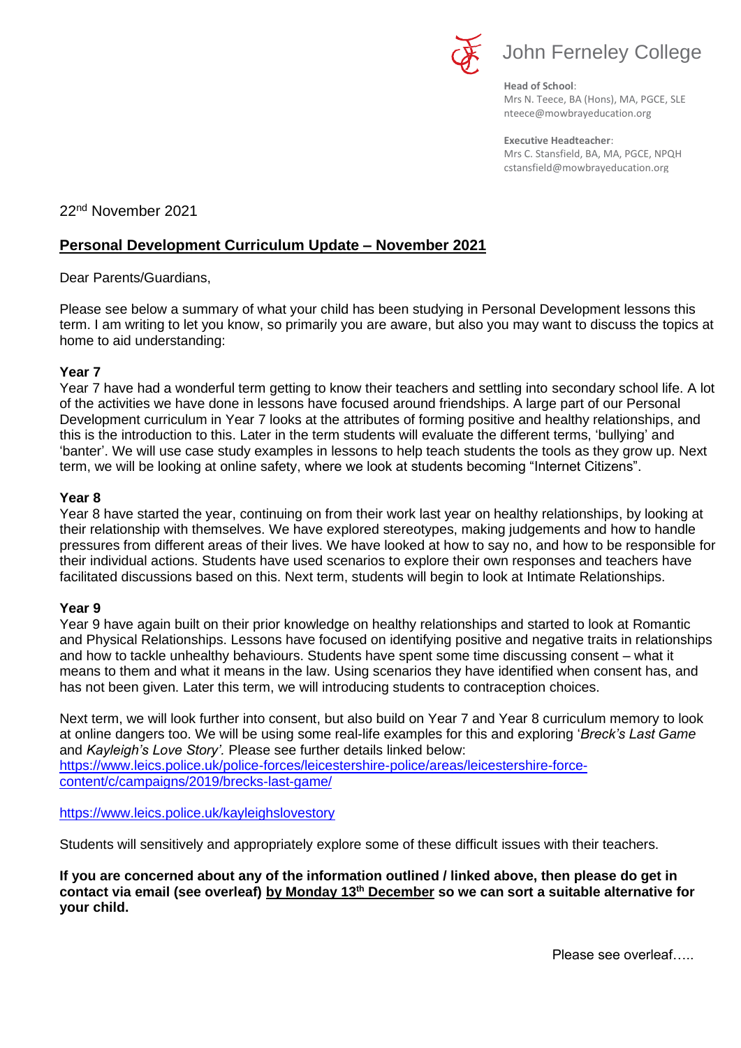John Ferneley College

**Head of School**:
Mrs N. Teece, BA (Hons), MA, PGCE, SLE
nteece@mowbrayeducation.org

**Executive Headteacher**:
Mrs C. Stansfield, BA, MA, PGCE, NPQH
cstansfield@mowbrayeducation.org

22nd November 2021

## Personal Development Curriculum Update – November 2021

Dear Parents/Guardians,

Please see below a summary of what your child has been studying in Personal Development lessons this term. I am writing to let you know, so primarily you are aware, but also you may want to discuss the topics at home to aid understanding:

### Year 7

Year 7 have had a wonderful term getting to know their teachers and settling into secondary school life. A lot of the activities we have done in lessons have focused around friendships. A large part of our Personal Development curriculum in Year 7 looks at the attributes of forming positive and healthy relationships, and this is the introduction to this. Later in the term students will evaluate the different terms, 'bullying' and 'banter'. We will use case study examples in lessons to help teach students the tools as they grow up. Next term, we will be looking at online safety, where we look at students becoming "Internet Citizens".

### Year 8

Year 8 have started the year, continuing on from their work last year on healthy relationships, by looking at their relationship with themselves. We have explored stereotypes, making judgements and how to handle pressures from different areas of their lives. We have looked at how to say no, and how to be responsible for their individual actions. Students have used scenarios to explore their own responses and teachers have facilitated discussions based on this. Next term, students will begin to look at Intimate Relationships.

### Year 9

Year 9 have again built on their prior knowledge on healthy relationships and started to look at Romantic and Physical Relationships. Lessons have focused on identifying positive and negative traits in relationships and how to tackle unhealthy behaviours. Students have spent some time discussing consent – what it means to them and what it means in the law. Using scenarios they have identified when consent has, and has not been given. Later this term, we will introducing students to contraception choices.

Next term, we will look further into consent, but also build on Year 7 and Year 8 curriculum memory to look at online dangers too. We will be using some real-life examples for this and exploring '*Breck's Last Game* and *Kayleigh's Love Story'.* Please see further details linked below:
https://www.leics.police.uk/police-forces/leicestershire-police/areas/leicestershire-force-content/c/campaigns/2019/brecks-last-game/

https://www.leics.police.uk/kayleighslovestory

Students will sensitively and appropriately explore some of these difficult issues with their teachers.

**If you are concerned about any of the information outlined / linked above, then please do get in contact via email (see overleaf) by Monday 13th December so we can sort a suitable alternative for your child.**

Please see overleaf…..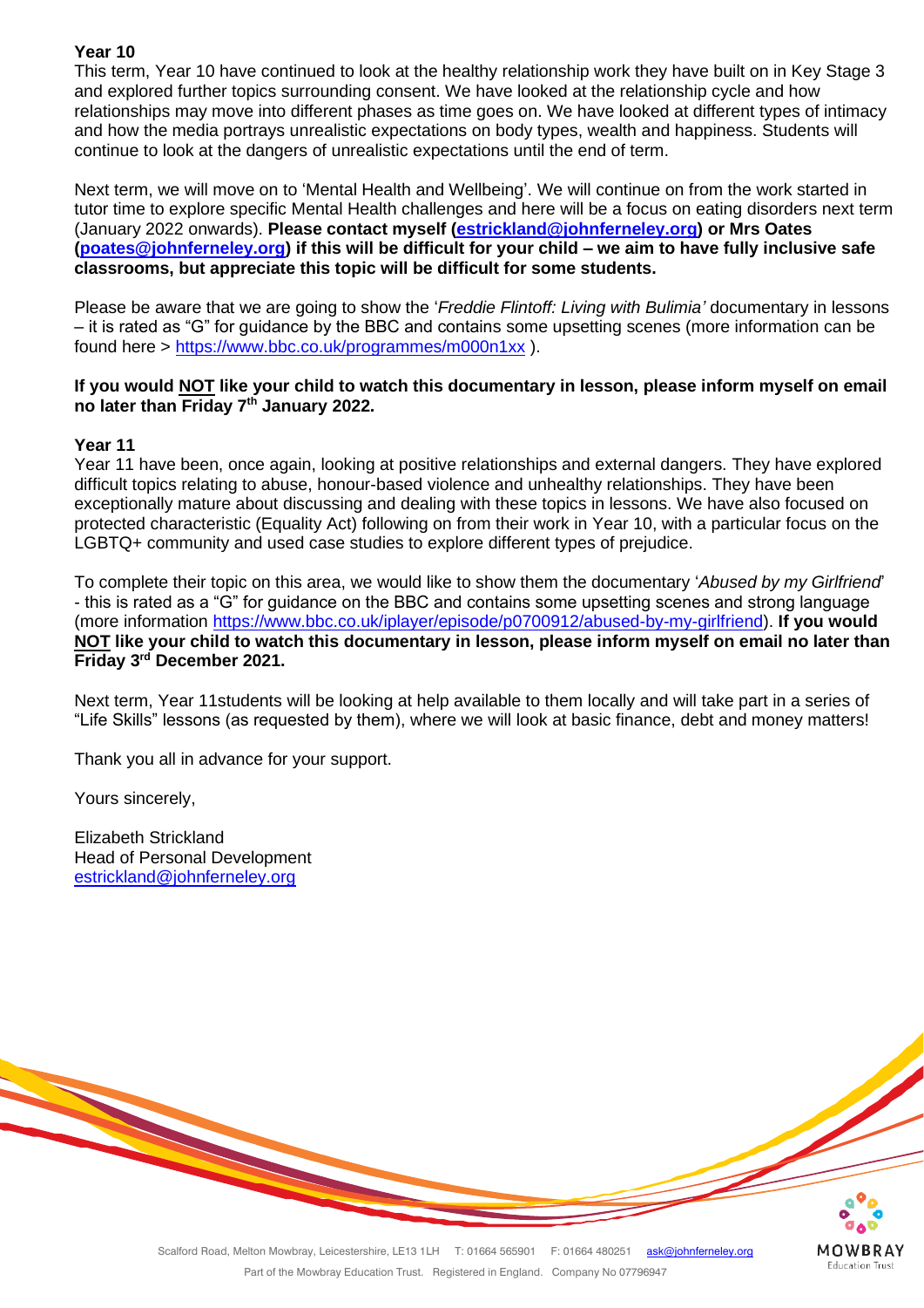**Year 10**

This term, Year 10 have continued to look at the healthy relationship work they have built on in Key Stage 3 and explored further topics surrounding consent. We have looked at the relationship cycle and how relationships may move into different phases as time goes on. We have looked at different types of intimacy and how the media portrays unrealistic expectations on body types, wealth and happiness. Students will continue to look at the dangers of unrealistic expectations until the end of term.

Next term, we will move on to 'Mental Health and Wellbeing'. We will continue on from the work started in tutor time to explore specific Mental Health challenges and here will be a focus on eating disorders next term (January 2022 onwards). **Please contact myself (estrickland@johnferneley.org) or Mrs Oates (poates@johnferneley.org) if this will be difficult for your child – we aim to have fully inclusive safe classrooms, but appreciate this topic will be difficult for some students.**

Please be aware that we are going to show the '*Freddie Flintoff: Living with Bulimia'* documentary in lessons – it is rated as "G" for guidance by the BBC and contains some upsetting scenes (more information can be found here > https://www.bbc.co.uk/programmes/m000n1xx ).

**If you would NOT like your child to watch this documentary in lesson, please inform myself on email no later than Friday 7th January 2022.**

**Year 11**

Year 11 have been, once again, looking at positive relationships and external dangers. They have explored difficult topics relating to abuse, honour-based violence and unhealthy relationships. They have been exceptionally mature about discussing and dealing with these topics in lessons. We have also focused on protected characteristic (Equality Act) following on from their work in Year 10, with a particular focus on the LGBTQ+ community and used case studies to explore different types of prejudice.

To complete their topic on this area, we would like to show them the documentary '*Abused by my Girlfriend*' - this is rated as a "G" for guidance on the BBC and contains some upsetting scenes and strong language (more information https://www.bbc.co.uk/iplayer/episode/p0700912/abused-by-my-girlfriend). **If you would NOT like your child to watch this documentary in lesson, please inform myself on email no later than Friday 3rd December 2021.**

Next term, Year 11students will be looking at help available to them locally and will take part in a series of "Life Skills" lessons (as requested by them), where we will look at basic finance, debt and money matters!

Thank you all in advance for your support.

Yours sincerely,

Elizabeth Strickland
Head of Personal Development
estrickland@johnferneley.org

Scalford Road, Melton Mowbray, Leicestershire, LE13 1LH T: 01664 565901 F: 01664 480251 ask@johnferneley.org

Part of the Mowbray Education Trust. Registered in England. Company No 07796947